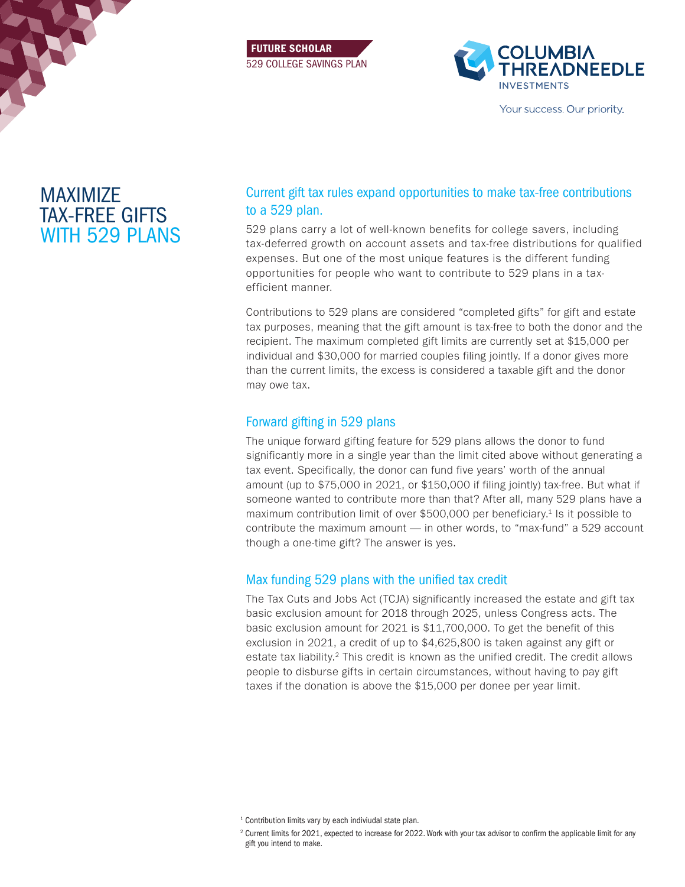FUTURE SCHOLAR
529 COLLEGE SAVINGS PLAN

COLUMBIA THREADNEEDLE INVESTMENTS

Your success. Our priority.

# MAXIMIZE TAX-FREE GIFTS WITH 529 PLANS

## Current gift tax rules expand opportunities to make tax-free contributions to a 529 plan.

529 plans carry a lot of well-known benefits for college savers, including tax-deferred growth on account assets and tax-free distributions for qualified expenses. But one of the most unique features is the different funding opportunities for people who want to contribute to 529 plans in a tax-efficient manner.

Contributions to 529 plans are considered "completed gifts" for gift and estate tax purposes, meaning that the gift amount is tax-free to both the donor and the recipient. The maximum completed gift limits are currently set at $15,000 per individual and $30,000 for married couples filing jointly. If a donor gives more than the current limits, the excess is considered a taxable gift and the donor may owe tax.

## Forward gifting in 529 plans

The unique forward gifting feature for 529 plans allows the donor to fund significantly more in a single year than the limit cited above without generating a tax event. Specifically, the donor can fund five years' worth of the annual amount (up to $75,000 in 2021, or $150,000 if filing jointly) tax-free. But what if someone wanted to contribute more than that? After all, many 529 plans have a maximum contribution limit of over $500,000 per beneficiary.[1] Is it possible to contribute the maximum amount — in other words, to "max-fund" a 529 account though a one-time gift? The answer is yes.

## Max funding 529 plans with the unified tax credit

The Tax Cuts and Jobs Act (TCJA) significantly increased the estate and gift tax basic exclusion amount for 2018 through 2025, unless Congress acts. The basic exclusion amount for 2021 is $11,700,000. To get the benefit of this exclusion in 2021, a credit of up to $4,625,800 is taken against any gift or estate tax liability.[2] This credit is known as the unified credit. The credit allows people to disburse gifts in certain circumstances, without having to pay gift taxes if the donation is above the $15,000 per donee per year limit.

[1] Contribution limits vary by each indiviudal state plan.

[2] Current limits for 2021, expected to increase for 2022. Work with your tax advisor to confirm the applicable limit for any gift you intend to make.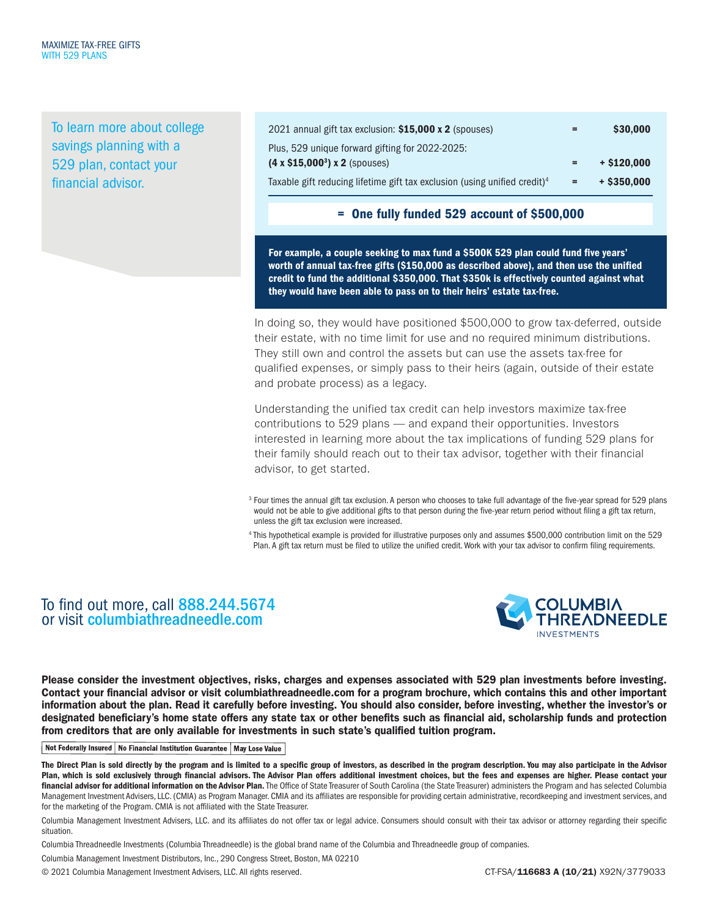To learn more about college savings planning with a 529 plan, contact your financial advisor.

| | | |
|---|---|---|
| 2021 annual gift tax exclusion: **$15,000 x 2** (spouses) | = | **$30,000** |
| Plus, 529 unique forward gifting for 2022-2025: **(4 x $15,000[3]) x 2** (spouses) | = | **+ $120,000** |
| Taxable gift reducing lifetime gift tax exclusion (using unified credit)[4] | = | **+ $350,000** |

**= One fully funded 529 account of $500,000**

**For example, a couple seeking to max fund a $500K 529 plan could fund five years' worth of annual tax-free gifts ($150,000 as described above), and then use the unified credit to fund the additional $350,000. That $350k is effectively counted against what they would have been able to pass on to their heirs' estate tax-free.**

In doing so, they would have positioned $500,000 to grow tax-deferred, outside their estate, with no time limit for use and no required minimum distributions. They still own and control the assets but can use the assets tax-free for qualified expenses, or simply pass to their heirs (again, outside of their estate and probate process) as a legacy.

Understanding the unified tax credit can help investors maximize tax-free contributions to 529 plans — and expand their opportunities. Investors interested in learning more about the tax implications of funding 529 plans for their family should reach out to their tax advisor, together with their financial advisor, to get started.

[3] Four times the annual gift tax exclusion. A person who chooses to take full advantage of the five-year spread for 529 plans would not be able to give additional gifts to that person during the five-year return period without filing a gift tax return, unless the gift tax exclusion were increased.

[4] This hypothetical example is provided for illustrative purposes only and assumes $500,000 contribution limit on the 529 Plan. A gift tax return must be filed to utilize the unified credit. Work with your tax advisor to confirm filing requirements.

To find out more, call 888.244.5674
or visit columbiathreadneedle.com

COLUMBIA THREADNEEDLE INVESTMENTS

**Please consider the investment objectives, risks, charges and expenses associated with 529 plan investments before investing. Contact your financial advisor or visit columbiathreadneedle.com for a program brochure, which contains this and other important information about the plan. Read it carefully before investing. You should also consider, before investing, whether the investor's or designated beneficiary's home state offers any state tax or other benefits such as financial aid, scholarship funds and protection from creditors that are only available for investments in such state's qualified tuition program.**

| Not Federally Insured | No Financial Institution Guarantee | May Lose Value |
|---|---|---|

**The Direct Plan is sold directly by the program and is limited to a specific group of investors, as described in the program description. You may also participate in the Advisor Plan, which is sold exclusively through financial advisors. The Advisor Plan offers additional investment choices, but the fees and expenses are higher. Please contact your financial advisor for additional information on the Advisor Plan.** The Office of State Treasurer of South Carolina (the State Treasurer) administers the Program and has selected Columbia Management Investment Advisers, LLC. (CMIA) as Program Manager. CMIA and its affiliates are responsible for providing certain administrative, recordkeeping and investment services, and for the marketing of the Program. CMIA is not affiliated with the State Treasurer.

Columbia Management Investment Advisers, LLC. and its affiliates do not offer tax or legal advice. Consumers should consult with their tax advisor or attorney regarding their specific situation.

Columbia Threadneedle Investments (Columbia Threadneedle) is the global brand name of the Columbia and Threadneedle group of companies.

Columbia Management Investment Distributors, Inc., 290 Congress Street, Boston, MA 02210

© 2021 Columbia Management Investment Advisers, LLC. All rights reserved.

CT-FSA/**116683 A (10/21)** X92N/3779033